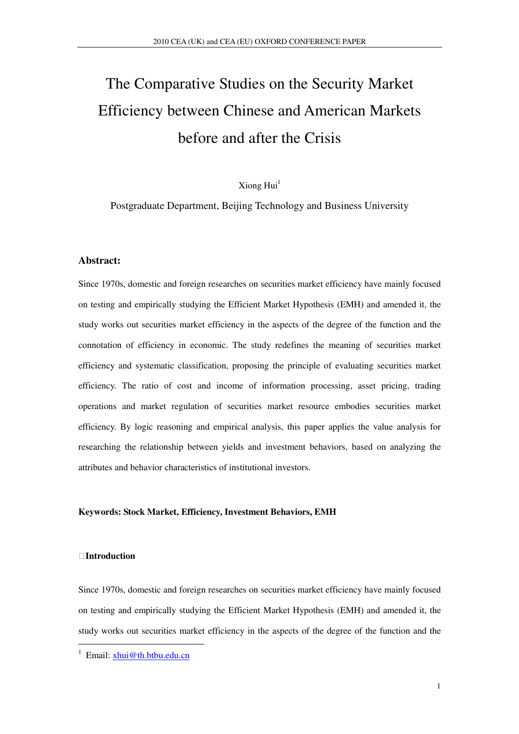# The Comparative Studies on the Security Market Efficiency between Chinese and American Markets before and after the Crisis

Xiong Hui[1]

Postgraduate Department, Beijing Technology and Business University

## Abstract:

Since 1970s, domestic and foreign researches on securities market efficiency have mainly focused on testing and empirically studying the Efficient Market Hypothesis (EMH) and amended it, the study works out securities market efficiency in the aspects of the degree of the function and the connotation of efficiency in economic. The study redefines the meaning of securities market efficiency and systematic classification, proposing the principle of evaluating securities market efficiency. The ratio of cost and income of information processing, asset pricing, trading operations and market regulation of securities market resource embodies securities market efficiency. By logic reasoning and empirical analysis, this paper applies the value analysis for researching the relationship between yields and investment behaviors, based on analyzing the attributes and behavior characteristics of institutional investors.

**Keywords: Stock Market, Efficiency, Investment Behaviors, EMH**

**Introduction**

Since 1970s, domestic and foreign researches on securities market efficiency have mainly focused on testing and empirically studying the Efficient Market Hypothesis (EMH) and amended it, the study works out securities market efficiency in the aspects of the degree of the function and the

[1] Email: xhui@th.btbu.edu.cn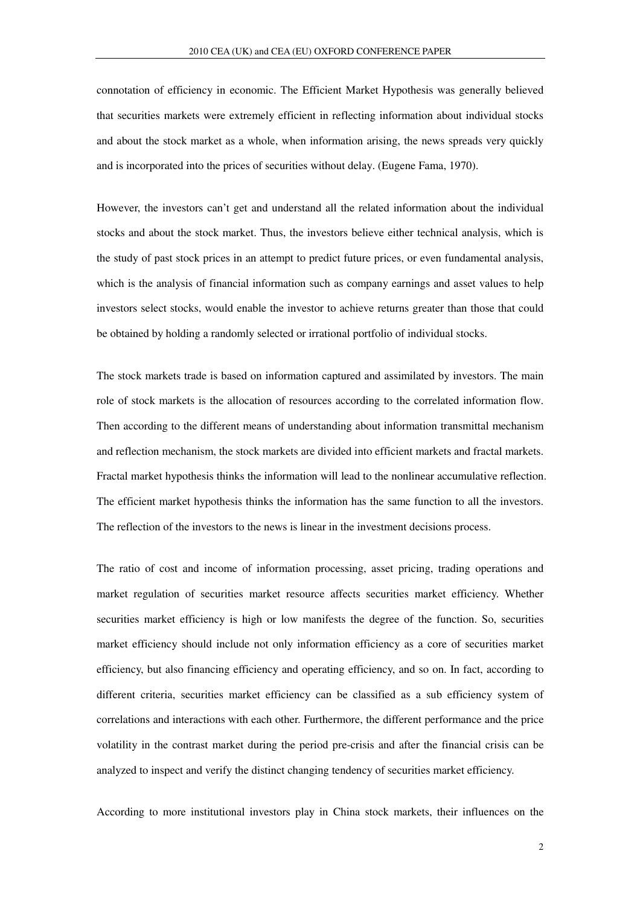connotation of efficiency in economic. The Efficient Market Hypothesis was generally believed that securities markets were extremely efficient in reflecting information about individual stocks and about the stock market as a whole, when information arising, the news spreads very quickly and is incorporated into the prices of securities without delay. (Eugene Fama, 1970).

However, the investors can't get and understand all the related information about the individual stocks and about the stock market. Thus, the investors believe either technical analysis, which is the study of past stock prices in an attempt to predict future prices, or even fundamental analysis, which is the analysis of financial information such as company earnings and asset values to help investors select stocks, would enable the investor to achieve returns greater than those that could be obtained by holding a randomly selected or irrational portfolio of individual stocks.

The stock markets trade is based on information captured and assimilated by investors. The main role of stock markets is the allocation of resources according to the correlated information flow. Then according to the different means of understanding about information transmittal mechanism and reflection mechanism, the stock markets are divided into efficient markets and fractal markets. Fractal market hypothesis thinks the information will lead to the nonlinear accumulative reflection. The efficient market hypothesis thinks the information has the same function to all the investors. The reflection of the investors to the news is linear in the investment decisions process.

The ratio of cost and income of information processing, asset pricing, trading operations and market regulation of securities market resource affects securities market efficiency. Whether securities market efficiency is high or low manifests the degree of the function. So, securities market efficiency should include not only information efficiency as a core of securities market efficiency, but also financing efficiency and operating efficiency, and so on. In fact, according to different criteria, securities market efficiency can be classified as a sub efficiency system of correlations and interactions with each other. Furthermore, the different performance and the price volatility in the contrast market during the period pre-crisis and after the financial crisis can be analyzed to inspect and verify the distinct changing tendency of securities market efficiency.

According to more institutional investors play in China stock markets, their influences on the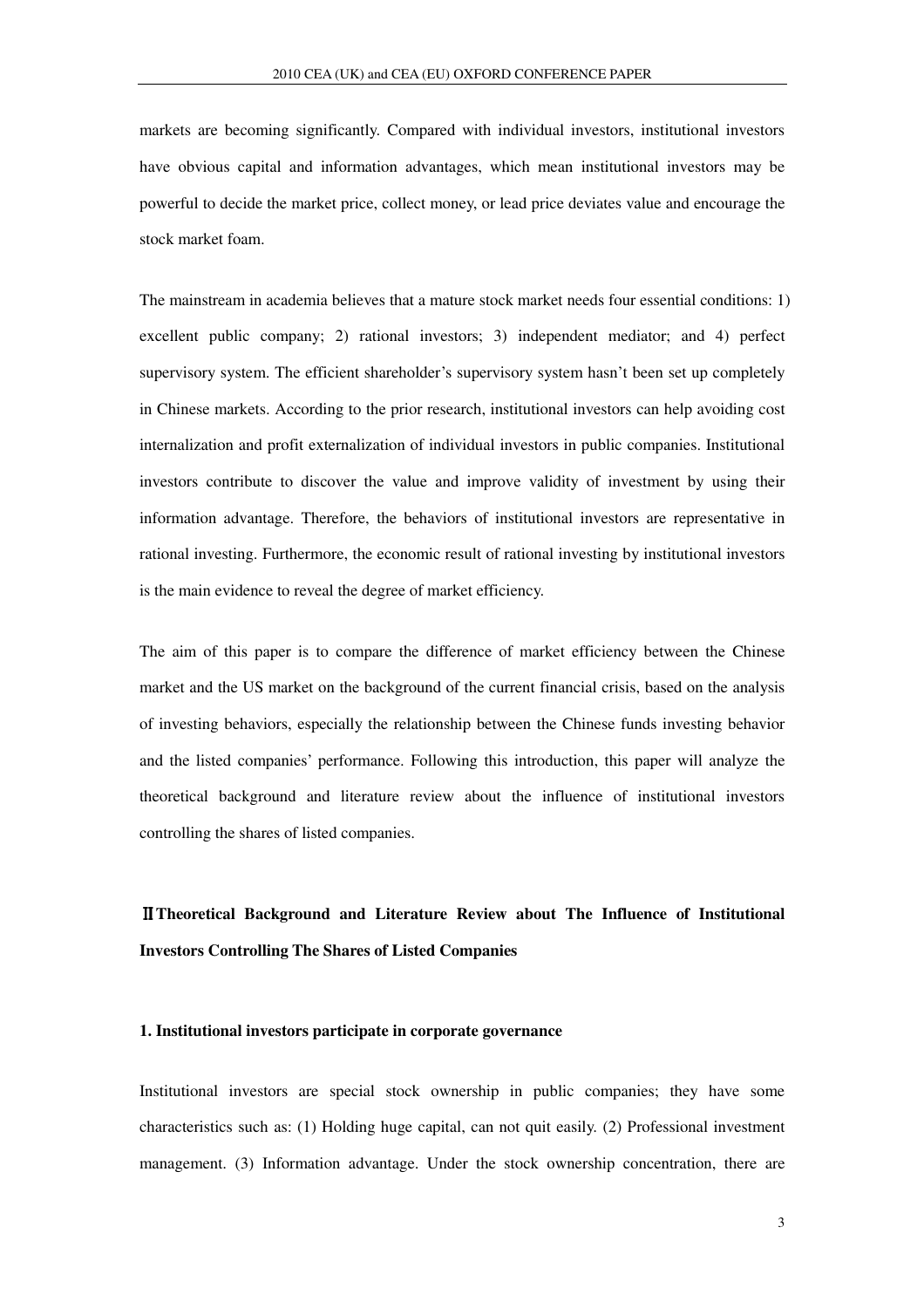markets are becoming significantly. Compared with individual investors, institutional investors have obvious capital and information advantages, which mean institutional investors may be powerful to decide the market price, collect money, or lead price deviates value and encourage the stock market foam.

The mainstream in academia believes that a mature stock market needs four essential conditions: 1) excellent public company; 2) rational investors; 3) independent mediator; and 4) perfect supervisory system. The efficient shareholder's supervisory system hasn't been set up completely in Chinese markets. According to the prior research, institutional investors can help avoiding cost internalization and profit externalization of individual investors in public companies. Institutional investors contribute to discover the value and improve validity of investment by using their information advantage. Therefore, the behaviors of institutional investors are representative in rational investing. Furthermore, the economic result of rational investing by institutional investors is the main evidence to reveal the degree of market efficiency.

The aim of this paper is to compare the difference of market efficiency between the Chinese market and the US market on the background of the current financial crisis, based on the analysis of investing behaviors, especially the relationship between the Chinese funds investing behavior and the listed companies' performance. Following this introduction, this paper will analyze the theoretical background and literature review about the influence of institutional investors controlling the shares of listed companies.

## Ⅱ Theoretical Background and Literature Review about The Influence of Institutional Investors Controlling The Shares of Listed Companies

### 1. Institutional investors participate in corporate governance

Institutional investors are special stock ownership in public companies; they have some characteristics such as: (1) Holding huge capital, can not quit easily. (2) Professional investment management. (3) Information advantage. Under the stock ownership concentration, there are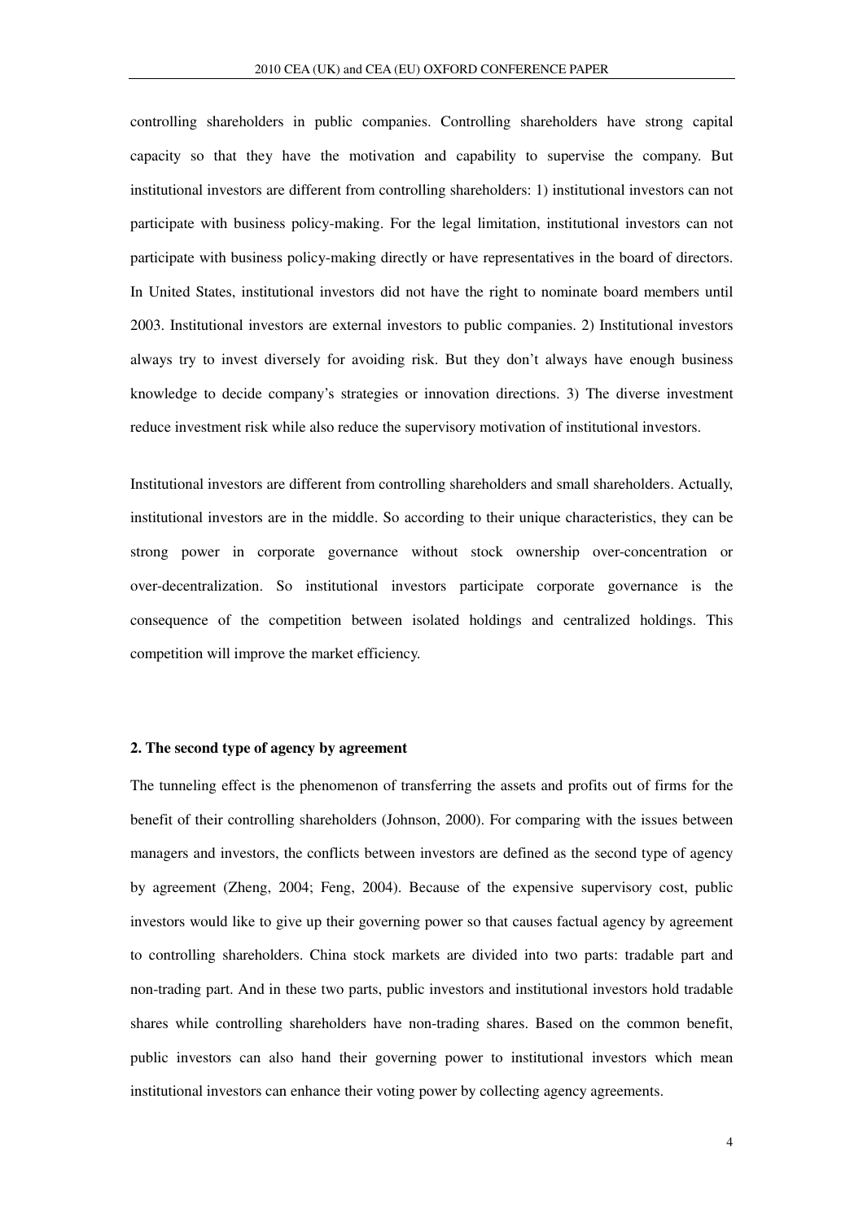controlling shareholders in public companies. Controlling shareholders have strong capital capacity so that they have the motivation and capability to supervise the company. But institutional investors are different from controlling shareholders: 1) institutional investors can not participate with business policy-making. For the legal limitation, institutional investors can not participate with business policy-making directly or have representatives in the board of directors. In United States, institutional investors did not have the right to nominate board members until 2003. Institutional investors are external investors to public companies. 2) Institutional investors always try to invest diversely for avoiding risk. But they don't always have enough business knowledge to decide company's strategies or innovation directions. 3) The diverse investment reduce investment risk while also reduce the supervisory motivation of institutional investors.

Institutional investors are different from controlling shareholders and small shareholders. Actually, institutional investors are in the middle. So according to their unique characteristics, they can be strong power in corporate governance without stock ownership over-concentration or over-decentralization. So institutional investors participate corporate governance is the consequence of the competition between isolated holdings and centralized holdings. This competition will improve the market efficiency.

**2. The second type of agency by agreement**

The tunneling effect is the phenomenon of transferring the assets and profits out of firms for the benefit of their controlling shareholders (Johnson, 2000). For comparing with the issues between managers and investors, the conflicts between investors are defined as the second type of agency by agreement (Zheng, 2004; Feng, 2004). Because of the expensive supervisory cost, public investors would like to give up their governing power so that causes factual agency by agreement to controlling shareholders. China stock markets are divided into two parts: tradable part and non-trading part. And in these two parts, public investors and institutional investors hold tradable shares while controlling shareholders have non-trading shares. Based on the common benefit, public investors can also hand their governing power to institutional investors which mean institutional investors can enhance their voting power by collecting agency agreements.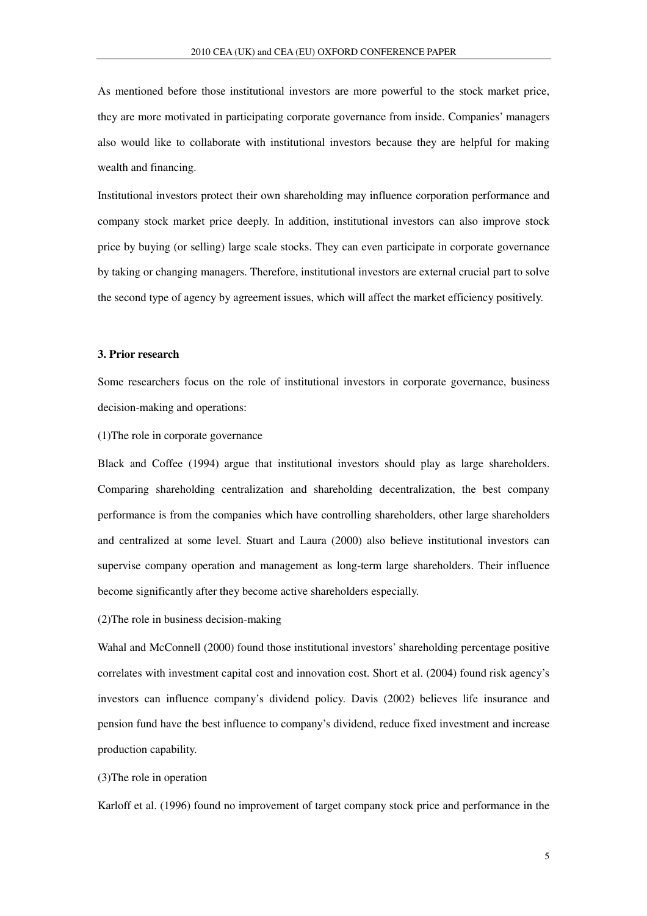As mentioned before those institutional investors are more powerful to the stock market price, they are more motivated in participating corporate governance from inside. Companies' managers also would like to collaborate with institutional investors because they are helpful for making wealth and financing.

Institutional investors protect their own shareholding may influence corporation performance and company stock market price deeply. In addition, institutional investors can also improve stock price by buying (or selling) large scale stocks. They can even participate in corporate governance by taking or changing managers. Therefore, institutional investors are external crucial part to solve the second type of agency by agreement issues, which will affect the market efficiency positively.

### 3. Prior research

Some researchers focus on the role of institutional investors in corporate governance, business decision-making and operations:

(1)The role in corporate governance

Black and Coffee (1994) argue that institutional investors should play as large shareholders. Comparing shareholding centralization and shareholding decentralization, the best company performance is from the companies which have controlling shareholders, other large shareholders and centralized at some level. Stuart and Laura (2000) also believe institutional investors can supervise company operation and management as long-term large shareholders. Their influence become significantly after they become active shareholders especially.

(2)The role in business decision-making

Wahal and McConnell (2000) found those institutional investors' shareholding percentage positive correlates with investment capital cost and innovation cost. Short et al. (2004) found risk agency's investors can influence company's dividend policy. Davis (2002) believes life insurance and pension fund have the best influence to company's dividend, reduce fixed investment and increase production capability.

(3)The role in operation

Karloff et al. (1996) found no improvement of target company stock price and performance in the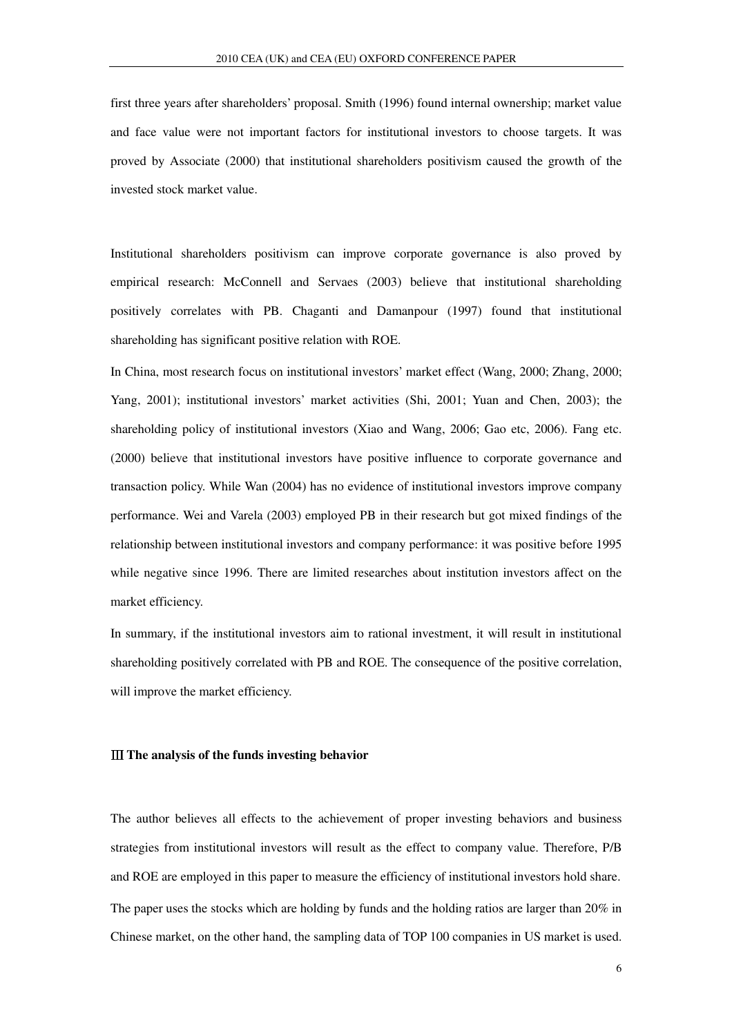first three years after shareholders' proposal. Smith (1996) found internal ownership; market value and face value were not important factors for institutional investors to choose targets. It was proved by Associate (2000) that institutional shareholders positivism caused the growth of the invested stock market value.

Institutional shareholders positivism can improve corporate governance is also proved by empirical research: McConnell and Servaes (2003) believe that institutional shareholding positively correlates with PB. Chaganti and Damanpour (1997) found that institutional shareholding has significant positive relation with ROE.

In China, most research focus on institutional investors' market effect (Wang, 2000; Zhang, 2000; Yang, 2001); institutional investors' market activities (Shi, 2001; Yuan and Chen, 2003); the shareholding policy of institutional investors (Xiao and Wang, 2006; Gao etc, 2006). Fang etc. (2000) believe that institutional investors have positive influence to corporate governance and transaction policy. While Wan (2004) has no evidence of institutional investors improve company performance. Wei and Varela (2003) employed PB in their research but got mixed findings of the relationship between institutional investors and company performance: it was positive before 1995 while negative since 1996. There are limited researches about institution investors affect on the market efficiency.

In summary, if the institutional investors aim to rational investment, it will result in institutional shareholding positively correlated with PB and ROE. The consequence of the positive correlation, will improve the market efficiency.

## Ⅲ The analysis of the funds investing behavior

The author believes all effects to the achievement of proper investing behaviors and business strategies from institutional investors will result as the effect to company value. Therefore, P/B and ROE are employed in this paper to measure the efficiency of institutional investors hold share. The paper uses the stocks which are holding by funds and the holding ratios are larger than 20% in Chinese market, on the other hand, the sampling data of TOP 100 companies in US market is used.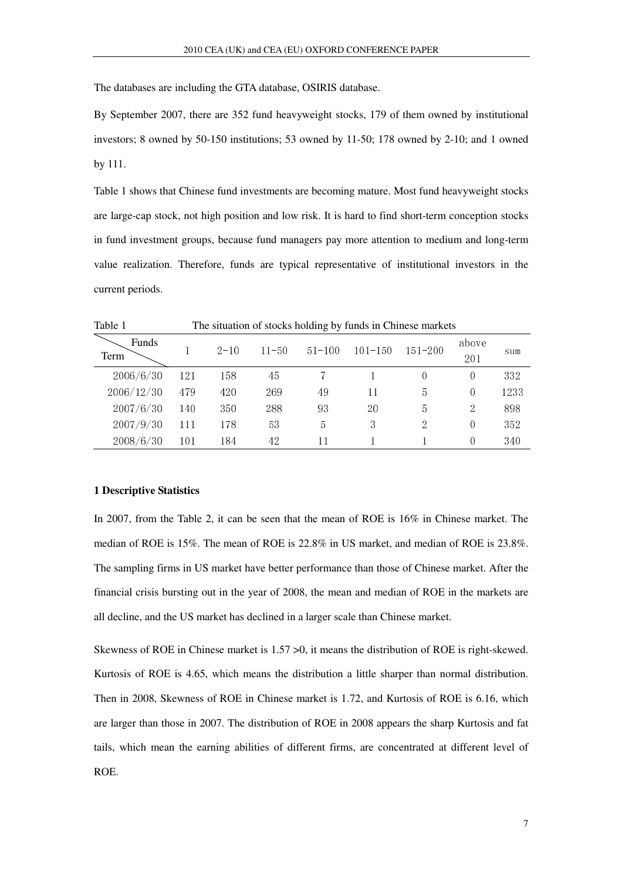The databases are including the GTA database, OSIRIS database.

By September 2007, there are 352 fund heavyweight stocks, 179 of them owned by institutional investors; 8 owned by 50-150 institutions; 53 owned by 11-50; 178 owned by 2-10; and 1 owned by 111.

Table 1 shows that Chinese fund investments are becoming mature. Most fund heavyweight stocks are large-cap stock, not high position and low risk. It is hard to find short-term conception stocks in fund investment groups, because fund managers pay more attention to medium and long-term value realization. Therefore, funds are typical representative of institutional investors in the current periods.

Table 1 The situation of stocks holding by funds in Chinese markets

| Term \ Funds | 1 | 2-10 | 11-50 | 51-100 | 101-150 | 151-200 | above 201 | sum |
|---|---|---|---|---|---|---|---|---|
| 2006/6/30 | 121 | 158 | 45 | 7 | 1 | 0 | 0 | 332 |
| 2006/12/30 | 479 | 420 | 269 | 49 | 11 | 5 | 0 | 1233 |
| 2007/6/30 | 140 | 350 | 288 | 93 | 20 | 5 | 2 | 898 |
| 2007/9/30 | 111 | 178 | 53 | 5 | 3 | 2 | 0 | 352 |
| 2008/6/30 | 101 | 184 | 42 | 11 | 1 | 1 | 0 | 340 |

### 1 Descriptive Statistics

In 2007, from the Table 2, it can be seen that the mean of ROE is 16% in Chinese market. The median of ROE is 15%. The mean of ROE is 22.8% in US market, and median of ROE is 23.8%. The sampling firms in US market have better performance than those of Chinese market. After the financial crisis bursting out in the year of 2008, the mean and median of ROE in the markets are all decline, and the US market has declined in a larger scale than Chinese market.

Skewness of ROE in Chinese market is 1.57 >0, it means the distribution of ROE is right-skewed. Kurtosis of ROE is 4.65, which means the distribution a little sharper than normal distribution. Then in 2008, Skewness of ROE in Chinese market is 1.72, and Kurtosis of ROE is 6.16, which are larger than those in 2007. The distribution of ROE in 2008 appears the sharp Kurtosis and fat tails, which mean the earning abilities of different firms, are concentrated at different level of ROE.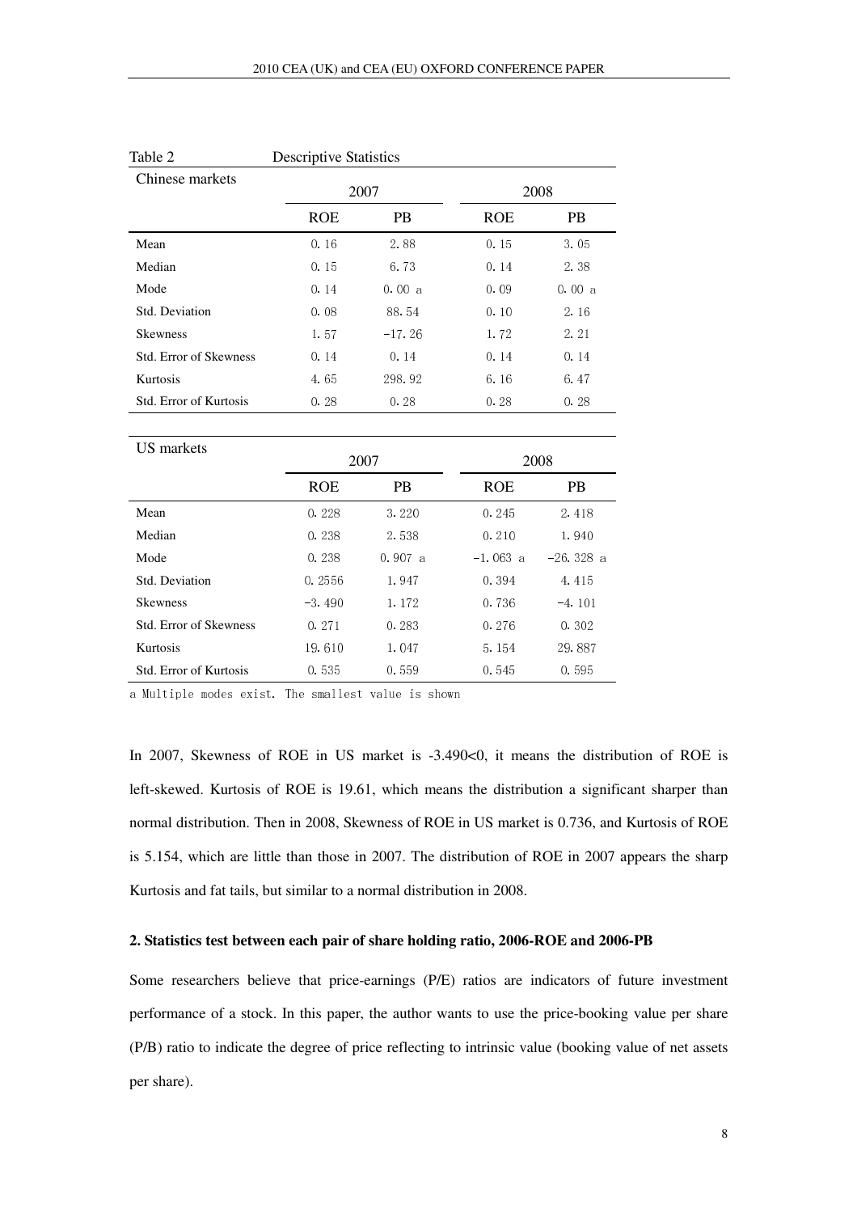Table 2 Descriptive Statistics

| Chinese markets | 2007 | | 2008 | |
|---|---|---|---|---|
| | ROE | PB | ROE | PB |
| Mean | 0.16 | 2.88 | 0.15 | 3.05 |
| Median | 0.15 | 6.73 | 0.14 | 2.38 |
| Mode | 0.14 | 0.00 a | 0.09 | 0.00 a |
| Std. Deviation | 0.08 | 88.54 | 0.10 | 2.16 |
| Skewness | 1.57 | -17.26 | 1.72 | 2.21 |
| Std. Error of Skewness | 0.14 | 0.14 | 0.14 | 0.14 |
| Kurtosis | 4.65 | 298.92 | 6.16 | 6.47 |
| Std. Error of Kurtosis | 0.28 | 0.28 | 0.28 | 0.28 |

| US markets | 2007 | | 2008 | |
|---|---|---|---|---|
| | ROE | PB | ROE | PB |
| Mean | 0.228 | 3.220 | 0.245 | 2.418 |
| Median | 0.238 | 2.538 | 0.210 | 1.940 |
| Mode | 0.238 | 0.907 a | -1.063 a | -26.328 a |
| Std. Deviation | 0.2556 | 1.947 | 0.394 | 4.415 |
| Skewness | -3.490 | 1.172 | 0.736 | -4.101 |
| Std. Error of Skewness | 0.271 | 0.283 | 0.276 | 0.302 |
| Kurtosis | 19.610 | 1.047 | 5.154 | 29.887 |
| Std. Error of Kurtosis | 0.535 | 0.559 | 0.545 | 0.595 |

a Multiple modes exist. The smallest value is shown

In 2007, Skewness of ROE in US market is -3.490<0, it means the distribution of ROE is left-skewed. Kurtosis of ROE is 19.61, which means the distribution a significant sharper than normal distribution. Then in 2008, Skewness of ROE in US market is 0.736, and Kurtosis of ROE is 5.154, which are little than those in 2007. The distribution of ROE in 2007 appears the sharp Kurtosis and fat tails, but similar to a normal distribution in 2008.

**2. Statistics test between each pair of share holding ratio, 2006-ROE and 2006-PB**

Some researchers believe that price-earnings (P/E) ratios are indicators of future investment performance of a stock. In this paper, the author wants to use the price-booking value per share (P/B) ratio to indicate the degree of price reflecting to intrinsic value (booking value of net assets per share).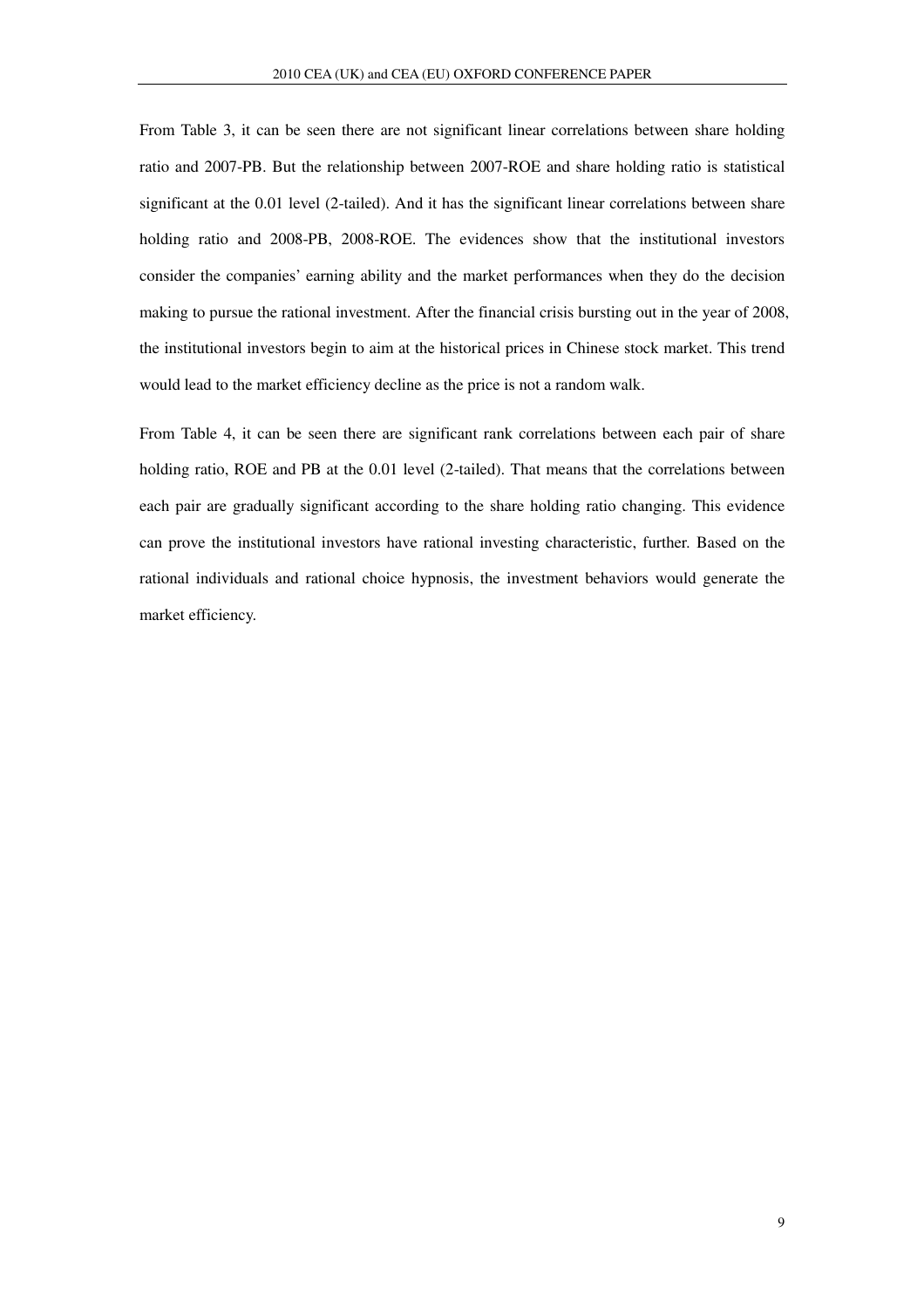From Table 3, it can be seen there are not significant linear correlations between share holding ratio and 2007-PB. But the relationship between 2007-ROE and share holding ratio is statistical significant at the 0.01 level (2-tailed). And it has the significant linear correlations between share holding ratio and 2008-PB, 2008-ROE. The evidences show that the institutional investors consider the companies' earning ability and the market performances when they do the decision making to pursue the rational investment. After the financial crisis bursting out in the year of 2008, the institutional investors begin to aim at the historical prices in Chinese stock market. This trend would lead to the market efficiency decline as the price is not a random walk.

From Table 4, it can be seen there are significant rank correlations between each pair of share holding ratio, ROE and PB at the 0.01 level (2-tailed). That means that the correlations between each pair are gradually significant according to the share holding ratio changing. This evidence can prove the institutional investors have rational investing characteristic, further. Based on the rational individuals and rational choice hypnosis, the investment behaviors would generate the market efficiency.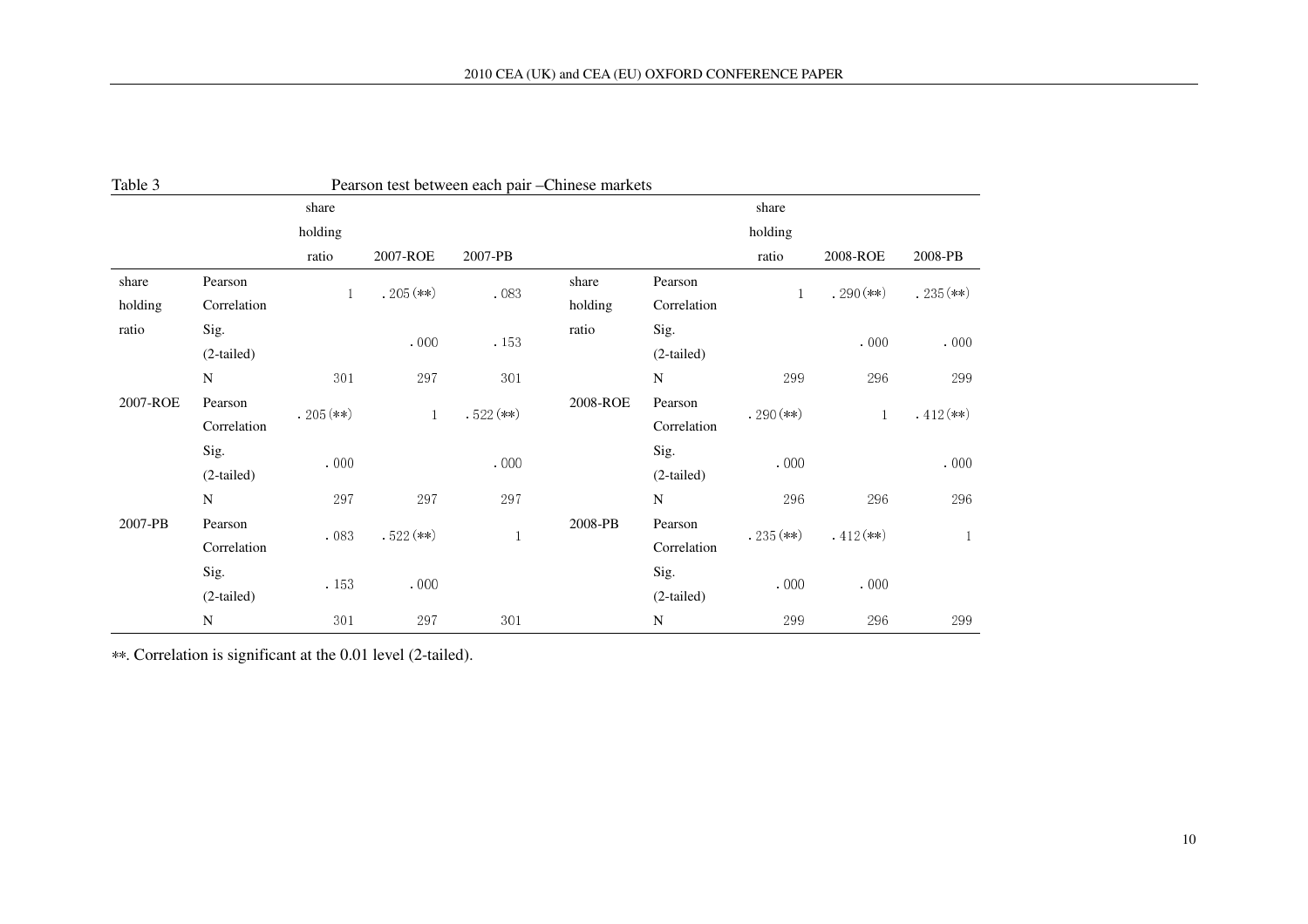Table 3 Pearson test between each pair –Chinese markets

| | | share holding ratio | 2007-ROE | 2007-PB | | | share holding ratio | 2008-ROE | 2008-PB |
|---|---|---|---|---|---|---|---|---|---|
| share holding ratio | Pearson Correlation | 1 | .205(**) | .083 | share holding ratio | Pearson Correlation | 1 | .290(**) | .235(**) |
| | Sig. (2-tailed) | | .000 | .153 | | Sig. (2-tailed) | | .000 | .000 |
| | N | 301 | 297 | 301 | | N | 299 | 296 | 299 |
| 2007-ROE | Pearson Correlation | .205(**) | 1 | .522(**) | 2008-ROE | Pearson Correlation | .290(**) | 1 | .412(**) |
| | Sig. (2-tailed) | .000 | | .000 | | Sig. (2-tailed) | .000 | | .000 |
| | N | 297 | 297 | 297 | | N | 296 | 296 | 296 |
| 2007-PB | Pearson Correlation | .083 | .522(**) | 1 | 2008-PB | Pearson Correlation | .235(**) | .412(**) | 1 |
| | Sig. (2-tailed) | .153 | .000 | | | Sig. (2-tailed) | .000 | .000 | |
| | N | 301 | 297 | 301 | | N | 299 | 296 | 299 |

**. Correlation is significant at the 0.01 level (2-tailed).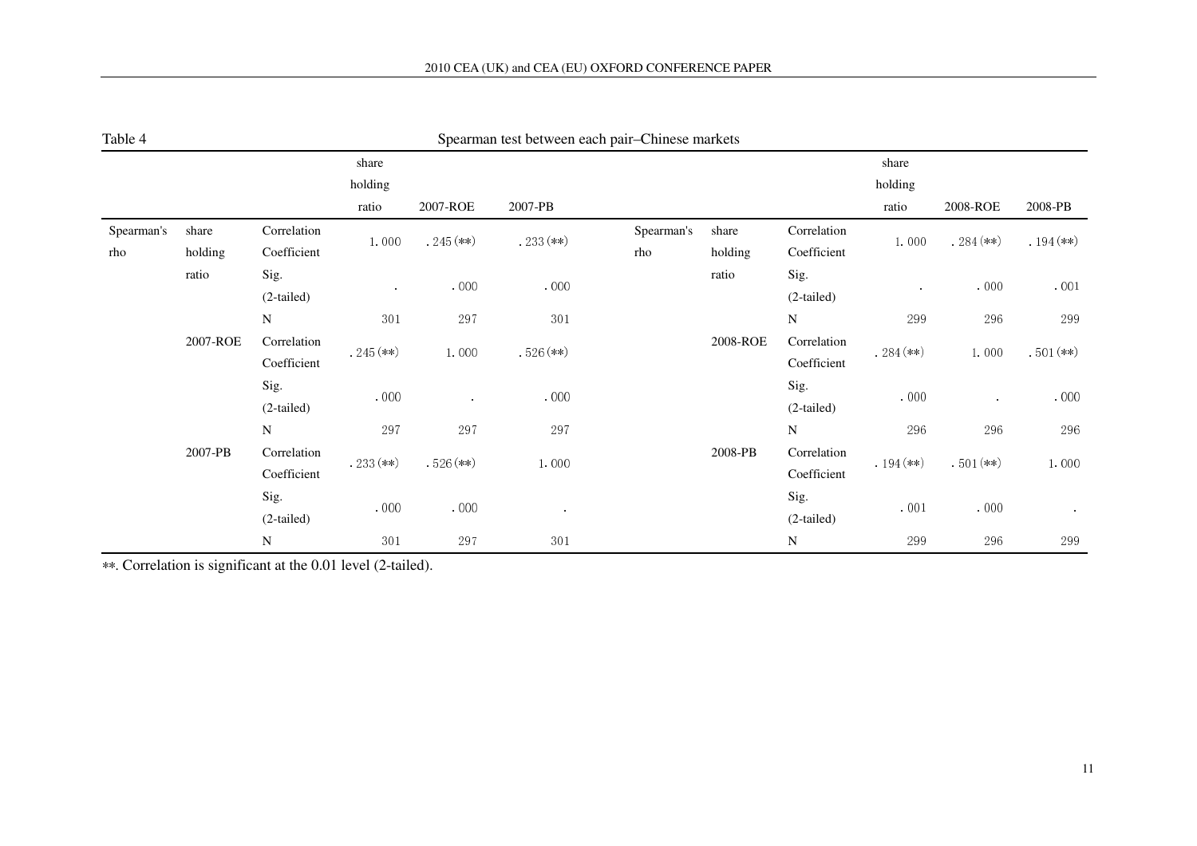Table 4 Spearman test between each pair–Chinese markets

| | | | share holding ratio | 2007-ROE | 2007-PB | | | | share holding ratio | 2008-ROE | 2008-PB |
|---|---|---|---|---|---|---|---|---|---|---|---|
| Spearman's rho | share holding ratio | Correlation Coefficient | 1.000 | .245(**) | .233(**) | Spearman's rho | share holding ratio | Correlation Coefficient | 1.000 | .284(**) | .194(**) |
| | | Sig. (2-tailed) | . | .000 | .000 | | | Sig. (2-tailed) | . | .000 | .001 |
| | | N | 301 | 297 | 301 | | | N | 299 | 296 | 299 |
| | 2007-ROE | Correlation Coefficient | .245(**) | 1.000 | .526(**) | | 2008-ROE | Correlation Coefficient | .284(**) | 1.000 | .501(**) |
| | | Sig. (2-tailed) | .000 | . | .000 | | | Sig. (2-tailed) | .000 | . | .000 |
| | | N | 297 | 297 | 297 | | | N | 296 | 296 | 296 |
| | 2007-PB | Correlation Coefficient | .233(**) | .526(**) | 1.000 | | 2008-PB | Correlation Coefficient | .194(**) | .501(**) | 1.000 |
| | | Sig. (2-tailed) | .000 | .000 | . | | | Sig. (2-tailed) | .001 | .000 | . |
| | | N | 301 | 297 | 301 | | | N | 299 | 296 | 299 |

**. Correlation is significant at the 0.01 level (2-tailed).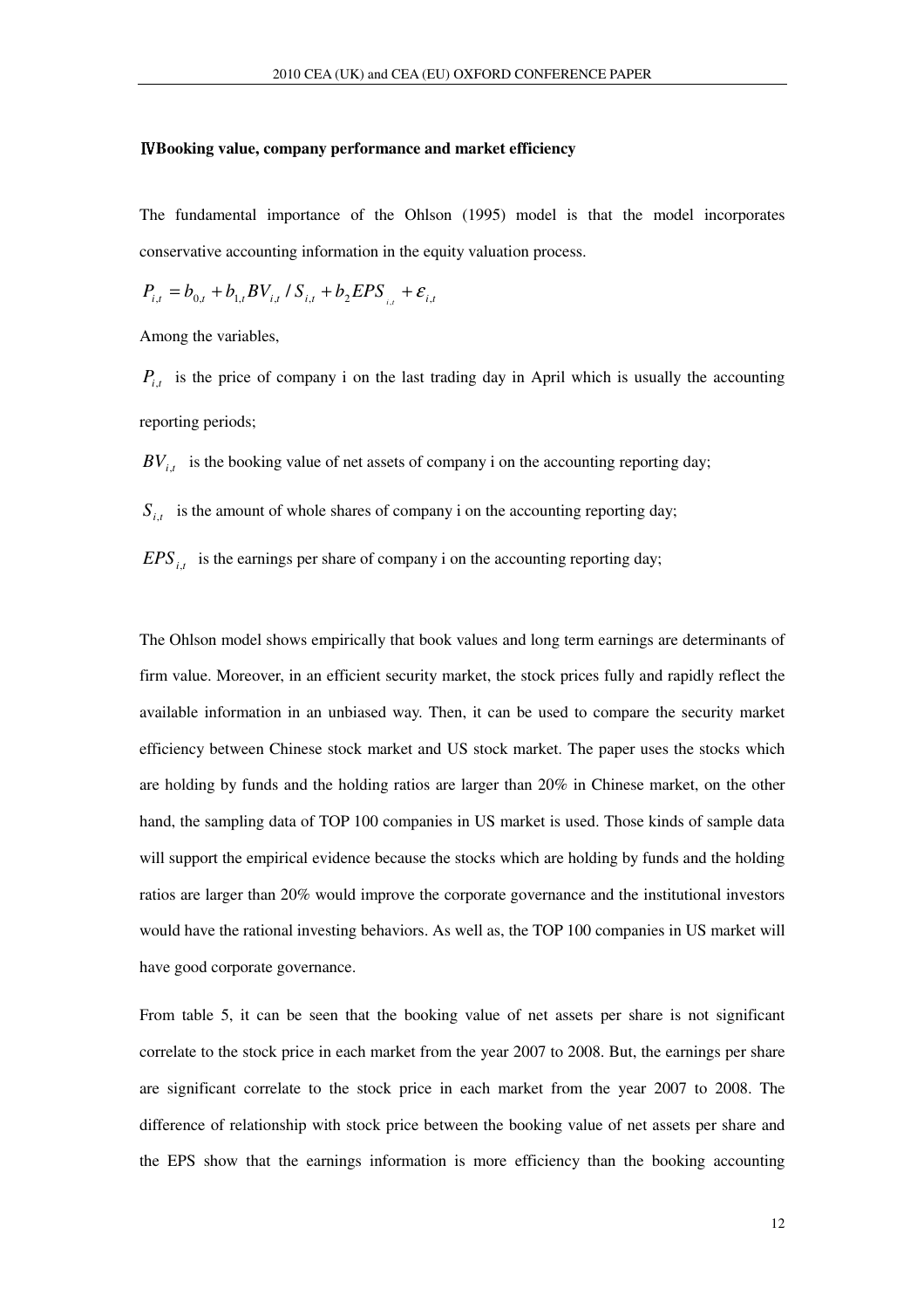## ⅣBooking value, company performance and market efficiency

The fundamental importance of the Ohlson (1995) model is that the model incorporates conservative accounting information in the equity valuation process.

$$P_{i,t} = b_{0,t} + b_{1,t} BV_{i,t} / S_{i,t} + b_2 EPS_{i,t} + \varepsilon_{i,t}$$

Among the variables,

$P_{i,t}$ is the price of company i on the last trading day in April which is usually the accounting reporting periods;

$BV_{i,t}$ is the booking value of net assets of company i on the accounting reporting day;

$S_{i,t}$ is the amount of whole shares of company i on the accounting reporting day;

$EPS_{i,t}$ is the earnings per share of company i on the accounting reporting day;

The Ohlson model shows empirically that book values and long term earnings are determinants of firm value. Moreover, in an efficient security market, the stock prices fully and rapidly reflect the available information in an unbiased way. Then, it can be used to compare the security market efficiency between Chinese stock market and US stock market. The paper uses the stocks which are holding by funds and the holding ratios are larger than 20% in Chinese market, on the other hand, the sampling data of TOP 100 companies in US market is used. Those kinds of sample data will support the empirical evidence because the stocks which are holding by funds and the holding ratios are larger than 20% would improve the corporate governance and the institutional investors would have the rational investing behaviors. As well as, the TOP 100 companies in US market will have good corporate governance.

From table 5, it can be seen that the booking value of net assets per share is not significant correlate to the stock price in each market from the year 2007 to 2008. But, the earnings per share are significant correlate to the stock price in each market from the year 2007 to 2008. The difference of relationship with stock price between the booking value of net assets per share and the EPS show that the earnings information is more efficiency than the booking accounting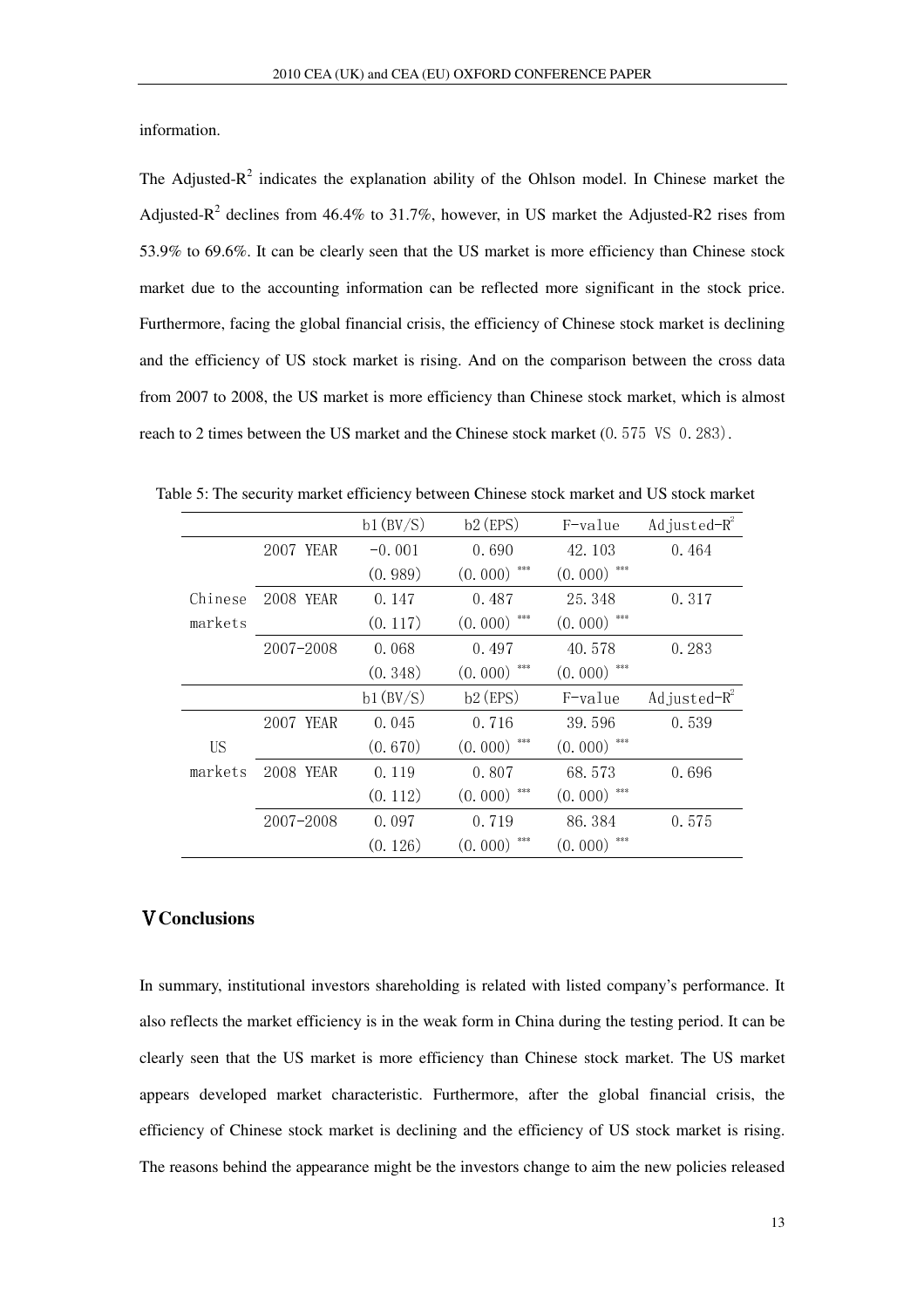information.

The Adjusted-$R^2$ indicates the explanation ability of the Ohlson model. In Chinese market the Adjusted-$R^2$ declines from 46.4% to 31.7%, however, in US market the Adjusted-R2 rises from 53.9% to 69.6%. It can be clearly seen that the US market is more efficiency than Chinese stock market due to the accounting information can be reflected more significant in the stock price. Furthermore, facing the global financial crisis, the efficiency of Chinese stock market is declining and the efficiency of US stock market is rising. And on the comparison between the cross data from 2007 to 2008, the US market is more efficiency than Chinese stock market, which is almost reach to 2 times between the US market and the Chinese stock market (0.575 VS 0.283).

Table 5: The security market efficiency between Chinese stock market and US stock market

| | | b1(BV/S) | b2(EPS) | F-value | Adjusted-$R^2$ |
|---|---|---|---|---|---|
| Chinese markets | 2007 YEAR | -0.001 | 0.690 | 42.103 | 0.464 |
| | | (0.989) | (0.000) *** | (0.000) *** | |
| | 2008 YEAR | 0.147 | 0.487 | 25.348 | 0.317 |
| | | (0.117) | (0.000) *** | (0.000) *** | |
| | 2007-2008 | 0.068 | 0.497 | 40.578 | 0.283 |
| | | (0.348) | (0.000) *** | (0.000) *** | |
| | | b1(BV/S) | b2(EPS) | F-value | Adjusted-$R^2$ |
| US markets | 2007 YEAR | 0.045 | 0.716 | 39.596 | 0.539 |
| | | (0.670) | (0.000) *** | (0.000) *** | |
| | 2008 YEAR | 0.119 | 0.807 | 68.573 | 0.696 |
| | | (0.112) | (0.000) *** | (0.000) *** | |
| | 2007-2008 | 0.097 | 0.719 | 86.384 | 0.575 |
| | | (0.126) | (0.000) *** | (0.000) *** | |

## Ⅴ Conclusions

In summary, institutional investors shareholding is related with listed company's performance. It also reflects the market efficiency is in the weak form in China during the testing period. It can be clearly seen that the US market is more efficiency than Chinese stock market. The US market appears developed market characteristic. Furthermore, after the global financial crisis, the efficiency of Chinese stock market is declining and the efficiency of US stock market is rising. The reasons behind the appearance might be the investors change to aim the new policies released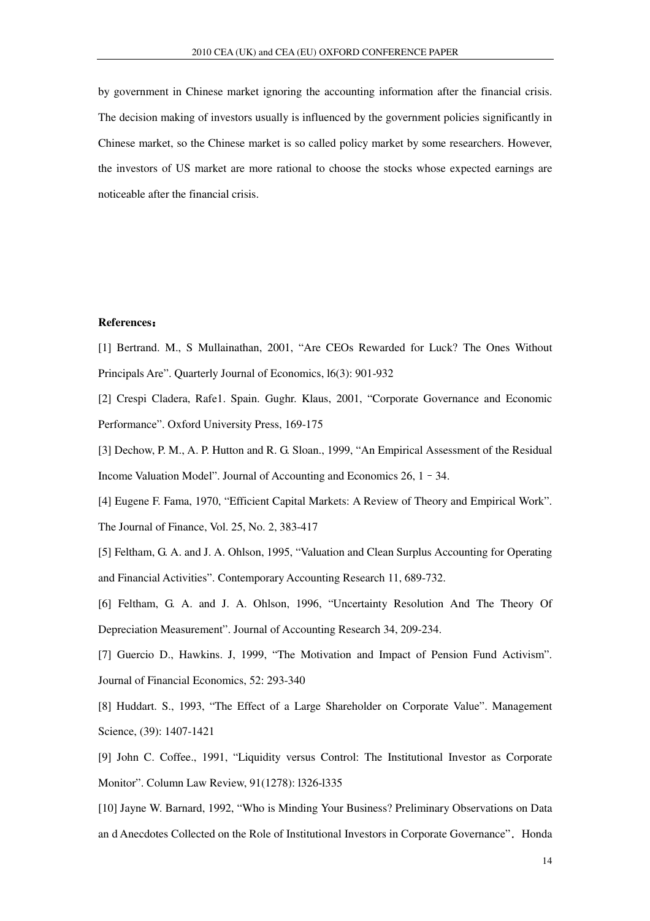by government in Chinese market ignoring the accounting information after the financial crisis. The decision making of investors usually is influenced by the government policies significantly in Chinese market, so the Chinese market is so called policy market by some researchers. However, the investors of US market are more rational to choose the stocks whose expected earnings are noticeable after the financial crisis.

**References：**

[1] Bertrand. M., S Mullainathan, 2001, "Are CEOs Rewarded for Luck? The Ones Without Principals Are". Quarterly Journal of Economics, l6(3): 901-932

[2] Crespi Cladera, Rafe1. Spain. Gughr. Klaus, 2001, "Corporate Governance and Economic Performance". Oxford University Press, 169-175

[3] Dechow, P. M., A. P. Hutton and R. G. Sloan., 1999, "An Empirical Assessment of the Residual Income Valuation Model". Journal of Accounting and Economics 26, 1 – 34.

[4] Eugene F. Fama, 1970, "Efficient Capital Markets: A Review of Theory and Empirical Work". The Journal of Finance, Vol. 25, No. 2, 383-417

[5] Feltham, G. A. and J. A. Ohlson, 1995, "Valuation and Clean Surplus Accounting for Operating and Financial Activities". Contemporary Accounting Research 11, 689-732.

[6] Feltham, G. A. and J. A. Ohlson, 1996, "Uncertainty Resolution And The Theory Of Depreciation Measurement". Journal of Accounting Research 34, 209-234.

[7] Guercio D., Hawkins. J, 1999, "The Motivation and Impact of Pension Fund Activism". Journal of Financial Economics, 52: 293-340

[8] Huddart. S., 1993, "The Effect of a Large Shareholder on Corporate Value". Management Science, (39): 1407-1421

[9] John C. Coffee., 1991, "Liquidity versus Control: The Institutional Investor as Corporate Monitor". Column Law Review, 91(1278): l326-l335

[10] Jayne W. Barnard, 1992, "Who is Minding Your Business? Preliminary Observations on Data an d Anecdotes Collected on the Role of Institutional Investors in Corporate Governance"．Honda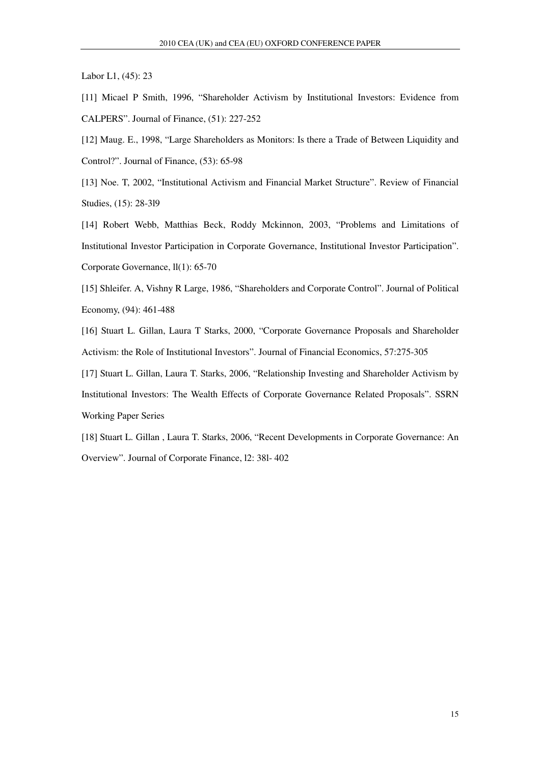Labor L1, (45): 23

[11] Micael P Smith, 1996, "Shareholder Activism by Institutional Investors: Evidence from CALPERS". Journal of Finance, (51): 227-252

[12] Maug. E., 1998, "Large Shareholders as Monitors: Is there a Trade of Between Liquidity and Control?". Journal of Finance, (53): 65-98

[13] Noe. T, 2002, "Institutional Activism and Financial Market Structure". Review of Financial Studies, (15): 28-3l9

[14] Robert Webb, Matthias Beck, Roddy Mckinnon, 2003, "Problems and Limitations of Institutional Investor Participation in Corporate Governance, Institutional Investor Participation". Corporate Governance, ll(1): 65-70

[15] Shleifer. A, Vishny R Large, 1986, "Shareholders and Corporate Control". Journal of Political Economy, (94): 461-488

[16] Stuart L. Gillan, Laura T Starks, 2000, "Corporate Governance Proposals and Shareholder Activism: the Role of Institutional Investors". Journal of Financial Economics, 57:275-305

[17] Stuart L. Gillan, Laura T. Starks, 2006, "Relationship Investing and Shareholder Activism by Institutional Investors: The Wealth Effects of Corporate Governance Related Proposals". SSRN Working Paper Series

[18] Stuart L. Gillan , Laura T. Starks, 2006, "Recent Developments in Corporate Governance: An Overview". Journal of Corporate Finance, l2: 38l- 402